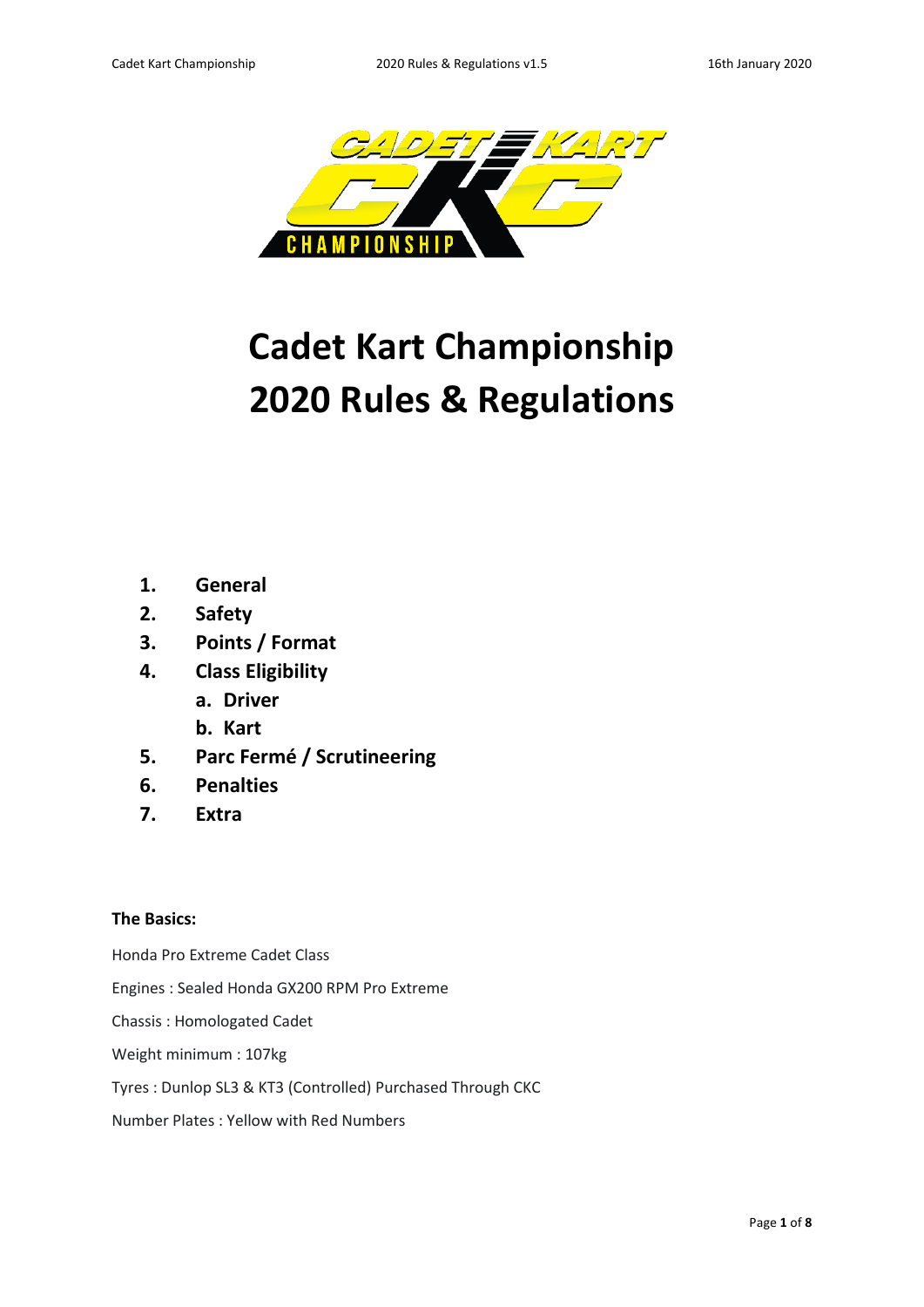# Cadet Kart Championship
# 2020 Rules & Regulations

1. **General**
2. **Safety**
3. **Points / Format**
4. **Class Eligibility**
   a. **Driver**
   b. **Kart**
5. **Parc Fermé / Scrutineering**
6. **Penalties**
7. **Extra**

**The Basics:**

Honda Pro Extreme Cadet Class

Engines : Sealed Honda GX200 RPM Pro Extreme

Chassis : Homologated Cadet

Weight minimum : 107kg

Tyres : Dunlop SL3 & KT3 (Controlled) Purchased Through CKC

Number Plates : Yellow with Red Numbers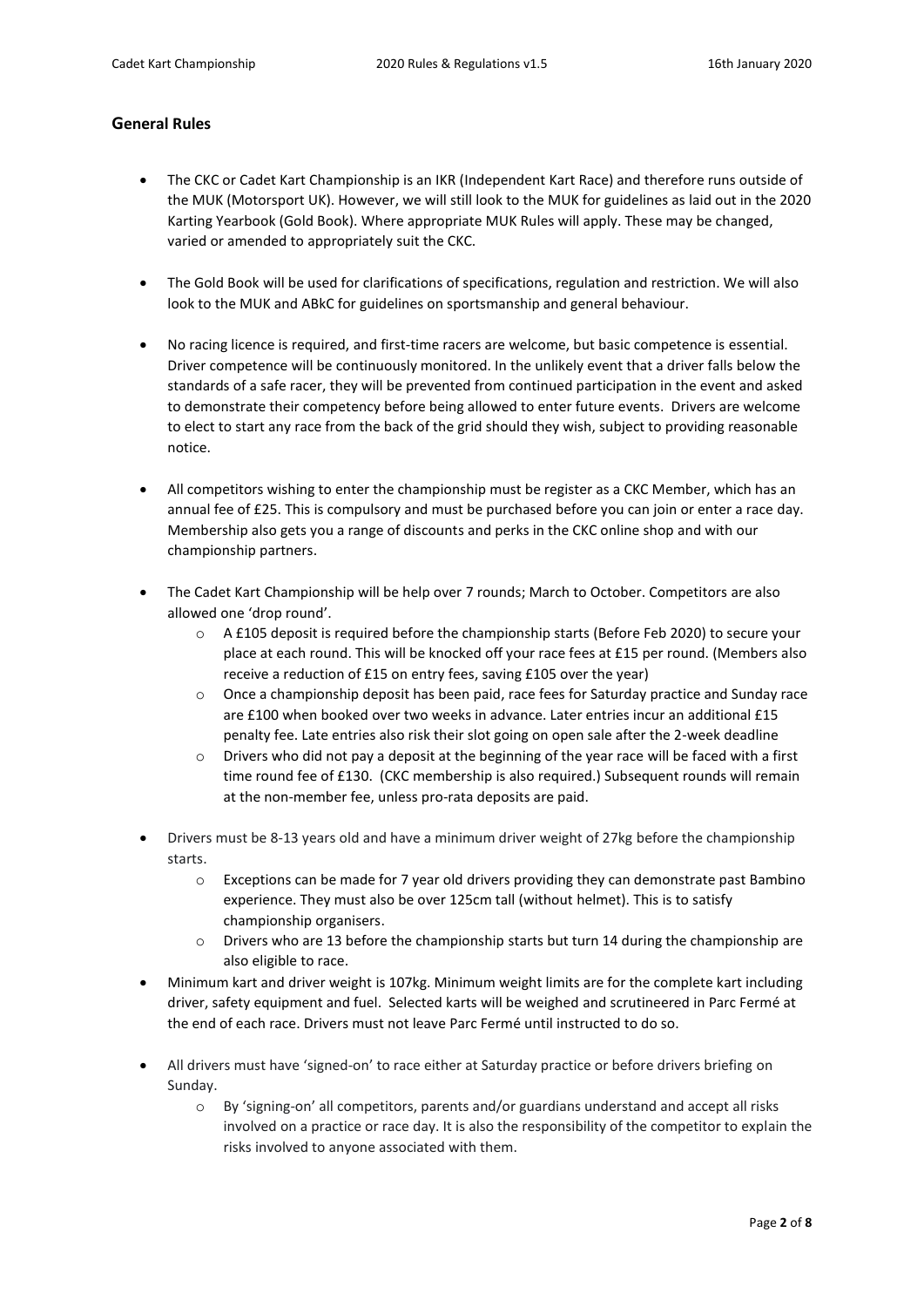## General Rules

- The CKC or Cadet Kart Championship is an IKR (Independent Kart Race) and therefore runs outside of the MUK (Motorsport UK). However, we will still look to the MUK for guidelines as laid out in the 2020 Karting Yearbook (Gold Book). Where appropriate MUK Rules will apply. These may be changed, varied or amended to appropriately suit the CKC.

- The Gold Book will be used for clarifications of specifications, regulation and restriction. We will also look to the MUK and ABkC for guidelines on sportsmanship and general behaviour.

- No racing licence is required, and first-time racers are welcome, but basic competence is essential. Driver competence will be continuously monitored. In the unlikely event that a driver falls below the standards of a safe racer, they will be prevented from continued participation in the event and asked to demonstrate their competency before being allowed to enter future events. Drivers are welcome to elect to start any race from the back of the grid should they wish, subject to providing reasonable notice.

- All competitors wishing to enter the championship must be register as a CKC Member, which has an annual fee of £25. This is compulsory and must be purchased before you can join or enter a race day. Membership also gets you a range of discounts and perks in the CKC online shop and with our championship partners.

- The Cadet Kart Championship will be help over 7 rounds; March to October. Competitors are also allowed one 'drop round'.
  - A £105 deposit is required before the championship starts (Before Feb 2020) to secure your place at each round. This will be knocked off your race fees at £15 per round. (Members also receive a reduction of £15 on entry fees, saving £105 over the year)
  - Once a championship deposit has been paid, race fees for Saturday practice and Sunday race are £100 when booked over two weeks in advance. Later entries incur an additional £15 penalty fee. Late entries also risk their slot going on open sale after the 2-week deadline
  - Drivers who did not pay a deposit at the beginning of the year race will be faced with a first time round fee of £130. (CKC membership is also required.) Subsequent rounds will remain at the non-member fee, unless pro-rata deposits are paid.

- Drivers must be 8-13 years old and have a minimum driver weight of 27kg before the championship starts.
  - Exceptions can be made for 7 year old drivers providing they can demonstrate past Bambino experience. They must also be over 125cm tall (without helmet). This is to satisfy championship organisers.
  - Drivers who are 13 before the championship starts but turn 14 during the championship are also eligible to race.
- Minimum kart and driver weight is 107kg. Minimum weight limits are for the complete kart including driver, safety equipment and fuel. Selected karts will be weighed and scrutineered in Parc Fermé at the end of each race. Drivers must not leave Parc Fermé until instructed to do so.

- All drivers must have 'signed-on' to race either at Saturday practice or before drivers briefing on Sunday.
  - By 'signing-on' all competitors, parents and/or guardians understand and accept all risks involved on a practice or race day. It is also the responsibility of the competitor to explain the risks involved to anyone associated with them.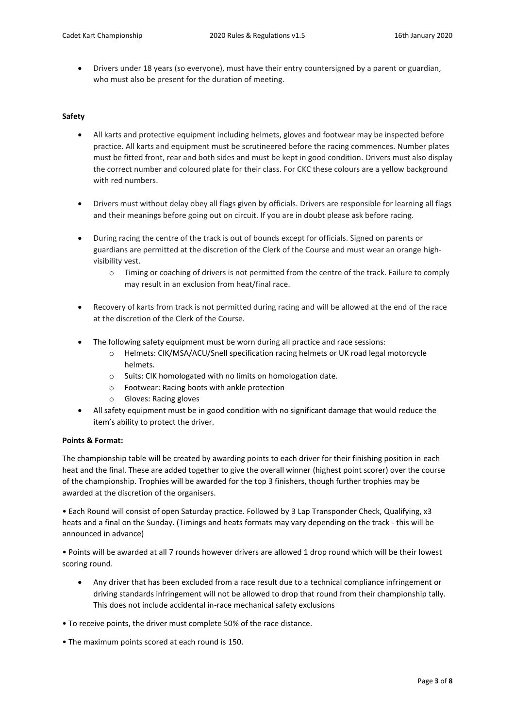- Drivers under 18 years (so everyone), must have their entry countersigned by a parent or guardian, who must also be present for the duration of meeting.

**Safety**

- All karts and protective equipment including helmets, gloves and footwear may be inspected before practice. All karts and equipment must be scrutineered before the racing commences. Number plates must be fitted front, rear and both sides and must be kept in good condition. Drivers must also display the correct number and coloured plate for their class. For CKC these colours are a yellow background with red numbers.

- Drivers must without delay obey all flags given by officials. Drivers are responsible for learning all flags and their meanings before going out on circuit. If you are in doubt please ask before racing.

- During racing the centre of the track is out of bounds except for officials. Signed on parents or guardians are permitted at the discretion of the Clerk of the Course and must wear an orange high-visibility vest.
  - Timing or coaching of drivers is not permitted from the centre of the track. Failure to comply may result in an exclusion from heat/final race.

- Recovery of karts from track is not permitted during racing and will be allowed at the end of the race at the discretion of the Clerk of the Course.

- The following safety equipment must be worn during all practice and race sessions:
  - Helmets: CIK/MSA/ACU/Snell specification racing helmets or UK road legal motorcycle helmets.
  - Suits: CIK homologated with no limits on homologation date.
  - Footwear: Racing boots with ankle protection
  - Gloves: Racing gloves
- All safety equipment must be in good condition with no significant damage that would reduce the item's ability to protect the driver.

**Points & Format:**

The championship table will be created by awarding points to each driver for their finishing position in each heat and the final. These are added together to give the overall winner (highest point scorer) over the course of the championship. Trophies will be awarded for the top 3 finishers, though further trophies may be awarded at the discretion of the organisers.

• Each Round will consist of open Saturday practice. Followed by 3 Lap Transponder Check, Qualifying, x3 heats and a final on the Sunday. (Timings and heats formats may vary depending on the track - this will be announced in advance)

• Points will be awarded at all 7 rounds however drivers are allowed 1 drop round which will be their lowest scoring round.

- Any driver that has been excluded from a race result due to a technical compliance infringement or driving standards infringement will not be allowed to drop that round from their championship tally. This does not include accidental in-race mechanical safety exclusions

• To receive points, the driver must complete 50% of the race distance.

• The maximum points scored at each round is 150.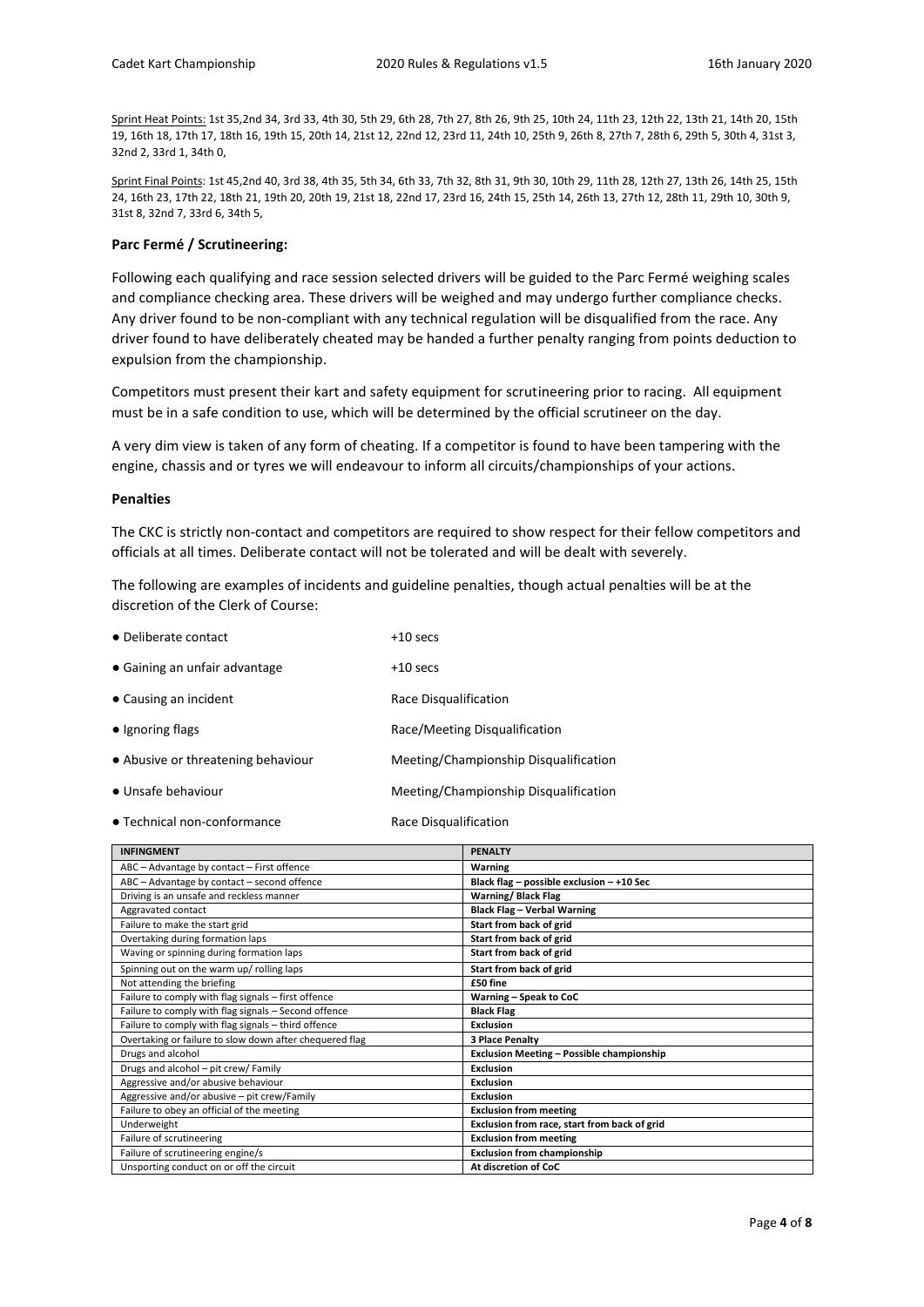<u>Sprint Heat Points:</u> 1st 35,2nd 34, 3rd 33, 4th 30, 5th 29, 6th 28, 7th 27, 8th 26, 9th 25, 10th 24, 11th 23, 12th 22, 13th 21, 14th 20, 15th 19, 16th 18, 17th 17, 18th 16, 19th 15, 20th 14, 21st 12, 22nd 12, 23rd 11, 24th 10, 25th 9, 26th 8, 27th 7, 28th 6, 29th 5, 30th 4, 31st 3, 32nd 2, 33rd 1, 34th 0,

<u>Sprint Final Points</u>: 1st 45,2nd 40, 3rd 38, 4th 35, 5th 34, 6th 33, 7th 32, 8th 31, 9th 30, 10th 29, 11th 28, 12th 27, 13th 26, 14th 25, 15th 24, 16th 23, 17th 22, 18th 21, 19th 20, 20th 19, 21st 18, 22nd 17, 23rd 16, 24th 15, 25th 14, 26th 13, 27th 12, 28th 11, 29th 10, 30th 9, 31st 8, 32nd 7, 33rd 6, 34th 5,

**Parc Fermé / Scrutineering:**

Following each qualifying and race session selected drivers will be guided to the Parc Fermé weighing scales and compliance checking area. These drivers will be weighed and may undergo further compliance checks. Any driver found to be non-compliant with any technical regulation will be disqualified from the race. Any driver found to have deliberately cheated may be handed a further penalty ranging from points deduction to expulsion from the championship.

Competitors must present their kart and safety equipment for scrutineering prior to racing. All equipment must be in a safe condition to use, which will be determined by the official scrutineer on the day.

A very dim view is taken of any form of cheating. If a competitor is found to have been tampering with the engine, chassis and or tyres we will endeavour to inform all circuits/championships of your actions.

**Penalties**

The CKC is strictly non-contact and competitors are required to show respect for their fellow competitors and officials at all times. Deliberate contact will not be tolerated and will be dealt with severely.

The following are examples of incidents and guideline penalties, though actual penalties will be at the discretion of the Clerk of Course:

- Deliberate contact — +10 secs
- Gaining an unfair advantage — +10 secs
- Causing an incident — Race Disqualification
- Ignoring flags — Race/Meeting Disqualification
- Abusive or threatening behaviour — Meeting/Championship Disqualification
- Unsafe behaviour — Meeting/Championship Disqualification
- Technical non-conformance — Race Disqualification

| INFINGMENT | PENALTY |
|---|---|
| ABC – Advantage by contact – First offence | **Warning** |
| ABC – Advantage by contact – second offence | **Black flag – possible exclusion – +10 Sec** |
| Driving is an unsafe and reckless manner | **Warning/ Black Flag** |
| Aggravated contact | **Black Flag – Verbal Warning** |
| Failure to make the start grid | **Start from back of grid** |
| Overtaking during formation laps | **Start from back of grid** |
| Waving or spinning during formation laps | **Start from back of grid** |
| Spinning out on the warm up/ rolling laps | **Start from back of grid** |
| Not attending the briefing | **£50 fine** |
| Failure to comply with flag signals – first offence | **Warning – Speak to CoC** |
| Failure to comply with flag signals – Second offence | **Black Flag** |
| Failure to comply with flag signals – third offence | **Exclusion** |
| Overtaking or failure to slow down after chequered flag | **3 Place Penalty** |
| Drugs and alcohol | **Exclusion Meeting – Possible championship** |
| Drugs and alcohol – pit crew/ Family | **Exclusion** |
| Aggressive and/or abusive behaviour | **Exclusion** |
| Aggressive and/or abusive – pit crew/Family | **Exclusion** |
| Failure to obey an official of the meeting | **Exclusion from meeting** |
| Underweight | **Exclusion from race, start from back of grid** |
| Failure of scrutineering | **Exclusion from meeting** |
| Failure of scrutineering engine/s | **Exclusion from championship** |
| Unsporting conduct on or off the circuit | **At discretion of CoC** |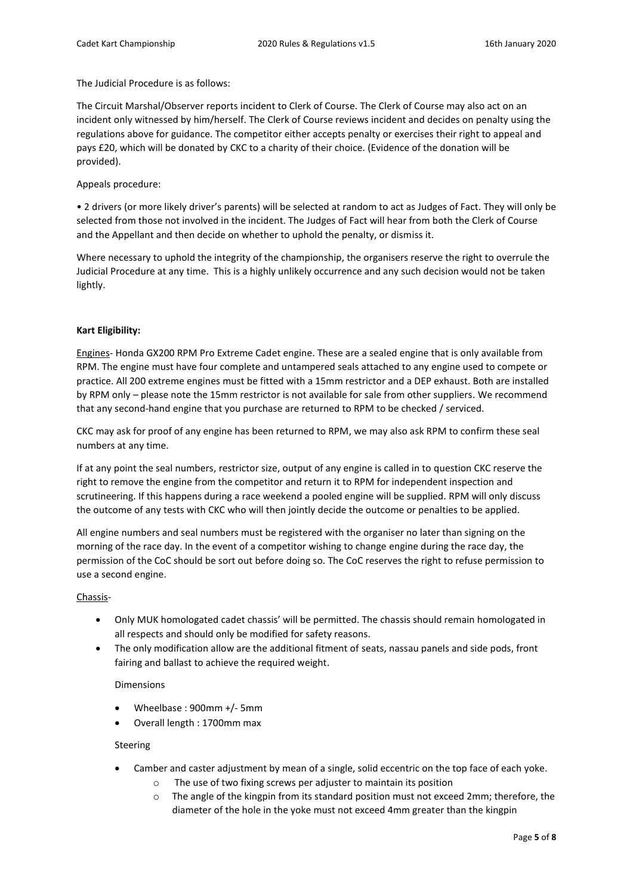The Judicial Procedure is as follows:

The Circuit Marshal/Observer reports incident to Clerk of Course. The Clerk of Course may also act on an incident only witnessed by him/herself. The Clerk of Course reviews incident and decides on penalty using the regulations above for guidance. The competitor either accepts penalty or exercises their right to appeal and pays £20, which will be donated by CKC to a charity of their choice. (Evidence of the donation will be provided).

Appeals procedure:

- 2 drivers (or more likely driver's parents) will be selected at random to act as Judges of Fact. They will only be selected from those not involved in the incident. The Judges of Fact will hear from both the Clerk of Course and the Appellant and then decide on whether to uphold the penalty, or dismiss it.

Where necessary to uphold the integrity of the championship, the organisers reserve the right to overrule the Judicial Procedure at any time. This is a highly unlikely occurrence and any such decision would not be taken lightly.

**Kart Eligibility:**

Engines- Honda GX200 RPM Pro Extreme Cadet engine. These are a sealed engine that is only available from RPM. The engine must have four complete and untampered seals attached to any engine used to compete or practice. All 200 extreme engines must be fitted with a 15mm restrictor and a DEP exhaust. Both are installed by RPM only – please note the 15mm restrictor is not available for sale from other suppliers. We recommend that any second-hand engine that you purchase are returned to RPM to be checked / serviced.

CKC may ask for proof of any engine has been returned to RPM, we may also ask RPM to confirm these seal numbers at any time.

If at any point the seal numbers, restrictor size, output of any engine is called in to question CKC reserve the right to remove the engine from the competitor and return it to RPM for independent inspection and scrutineering. If this happens during a race weekend a pooled engine will be supplied. RPM will only discuss the outcome of any tests with CKC who will then jointly decide the outcome or penalties to be applied.

All engine numbers and seal numbers must be registered with the organiser no later than signing on the morning of the race day. In the event of a competitor wishing to change engine during the race day, the permission of the CoC should be sort out before doing so. The CoC reserves the right to refuse permission to use a second engine.

Chassis-

- Only MUK homologated cadet chassis' will be permitted. The chassis should remain homologated in all respects and should only be modified for safety reasons.
- The only modification allow are the additional fitment of seats, nassau panels and side pods, front fairing and ballast to achieve the required weight.

Dimensions

- Wheelbase : 900mm +/- 5mm
- Overall length : 1700mm max

Steering

- Camber and caster adjustment by mean of a single, solid eccentric on the top face of each yoke.
  - The use of two fixing screws per adjuster to maintain its position
  - The angle of the kingpin from its standard position must not exceed 2mm; therefore, the diameter of the hole in the yoke must not exceed 4mm greater than the kingpin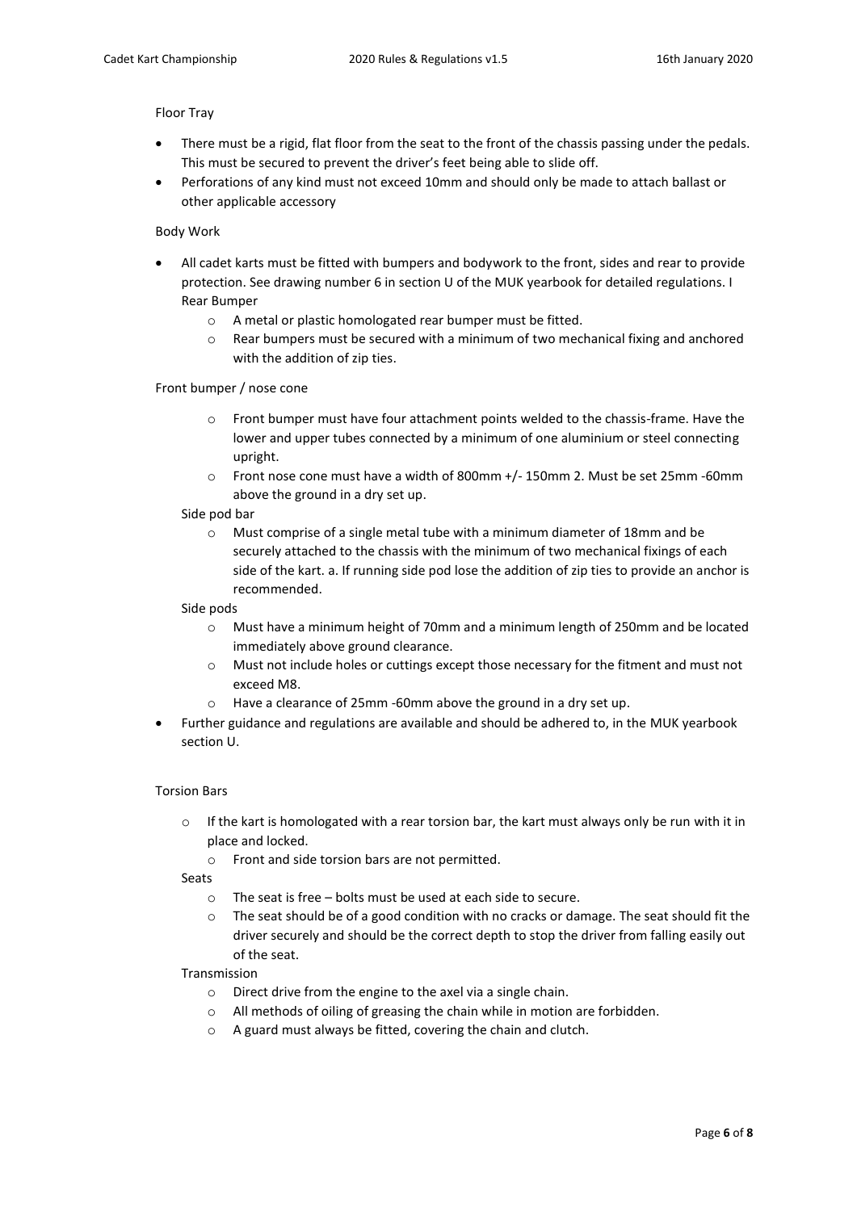Floor Tray

- There must be a rigid, flat floor from the seat to the front of the chassis passing under the pedals. This must be secured to prevent the driver's feet being able to slide off.
- Perforations of any kind must not exceed 10mm and should only be made to attach ballast or other applicable accessory

Body Work

- All cadet karts must be fitted with bumpers and bodywork to the front, sides and rear to provide protection. See drawing number 6 in section U of the MUK yearbook for detailed regulations. I Rear Bumper
  - A metal or plastic homologated rear bumper must be fitted.
  - Rear bumpers must be secured with a minimum of two mechanical fixing and anchored with the addition of zip ties.

Front bumper / nose cone

- Front bumper must have four attachment points welded to the chassis-frame. Have the lower and upper tubes connected by a minimum of one aluminium or steel connecting upright.
- Front nose cone must have a width of 800mm +/- 150mm 2. Must be set 25mm -60mm above the ground in a dry set up.

Side pod bar

- Must comprise of a single metal tube with a minimum diameter of 18mm and be securely attached to the chassis with the minimum of two mechanical fixings of each side of the kart. a. If running side pod lose the addition of zip ties to provide an anchor is recommended.

Side pods

- Must have a minimum height of 70mm and a minimum length of 250mm and be located immediately above ground clearance.
- Must not include holes or cuttings except those necessary for the fitment and must not exceed M8.
- Have a clearance of 25mm -60mm above the ground in a dry set up.

- Further guidance and regulations are available and should be adhered to, in the MUK yearbook section U.

Torsion Bars

- If the kart is homologated with a rear torsion bar, the kart must always only be run with it in place and locked.
- Front and side torsion bars are not permitted.

Seats

- The seat is free – bolts must be used at each side to secure.
- The seat should be of a good condition with no cracks or damage. The seat should fit the driver securely and should be the correct depth to stop the driver from falling easily out of the seat.

Transmission

- Direct drive from the engine to the axel via a single chain.
- All methods of oiling of greasing the chain while in motion are forbidden.
- A guard must always be fitted, covering the chain and clutch.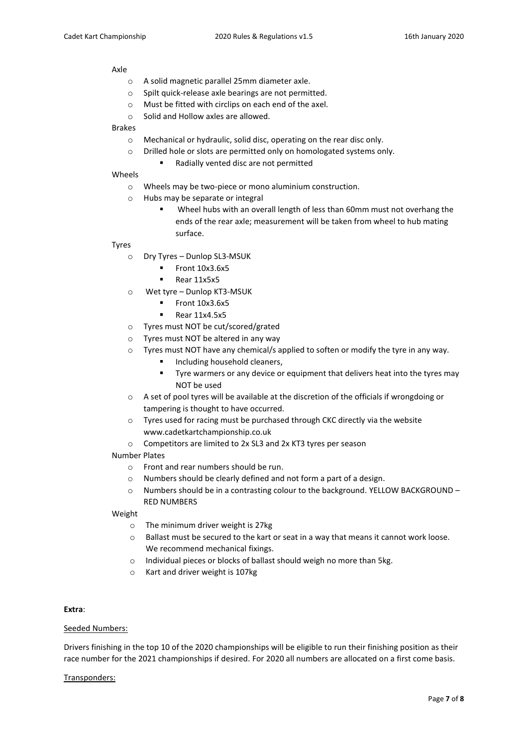Axle

- A solid magnetic parallel 25mm diameter axle.
- Spilt quick-release axle bearings are not permitted.
- Must be fitted with circlips on each end of the axel.
- Solid and Hollow axles are allowed.

Brakes

- Mechanical or hydraulic, solid disc, operating on the rear disc only.
- Drilled hole or slots are permitted only on homologated systems only.
  - Radially vented disc are not permitted

Wheels

- Wheels may be two-piece or mono aluminium construction.
- Hubs may be separate or integral
  - Wheel hubs with an overall length of less than 60mm must not overhang the ends of the rear axle; measurement will be taken from wheel to hub mating surface.

Tyres

- Dry Tyres – Dunlop SL3-MSUK
  - Front 10x3.6x5
  - Rear 11x5x5
- Wet tyre – Dunlop KT3-MSUK
  - Front 10x3.6x5
  - Rear 11x4.5x5
- Tyres must NOT be cut/scored/grated
- Tyres must NOT be altered in any way
- Tyres must NOT have any chemical/s applied to soften or modify the tyre in any way.
  - Including household cleaners,
  - Tyre warmers or any device or equipment that delivers heat into the tyres may NOT be used
- A set of pool tyres will be available at the discretion of the officials if wrongdoing or tampering is thought to have occurred.
- Tyres used for racing must be purchased through CKC directly via the website www.cadetkartchampionship.co.uk
- Competitors are limited to 2x SL3 and 2x KT3 tyres per season

Number Plates

- Front and rear numbers should be run.
- Numbers should be clearly defined and not form a part of a design.
- Numbers should be in a contrasting colour to the background. YELLOW BACKGROUND – RED NUMBERS

Weight

- The minimum driver weight is 27kg
- Ballast must be secured to the kart or seat in a way that means it cannot work loose. We recommend mechanical fixings.
- Individual pieces or blocks of ballast should weigh no more than 5kg.
- Kart and driver weight is 107kg

**Extra**:

<u>Seeded Numbers:</u>

Drivers finishing in the top 10 of the 2020 championships will be eligible to run their finishing position as their race number for the 2021 championships if desired. For 2020 all numbers are allocated on a first come basis.

<u>Transponders:</u>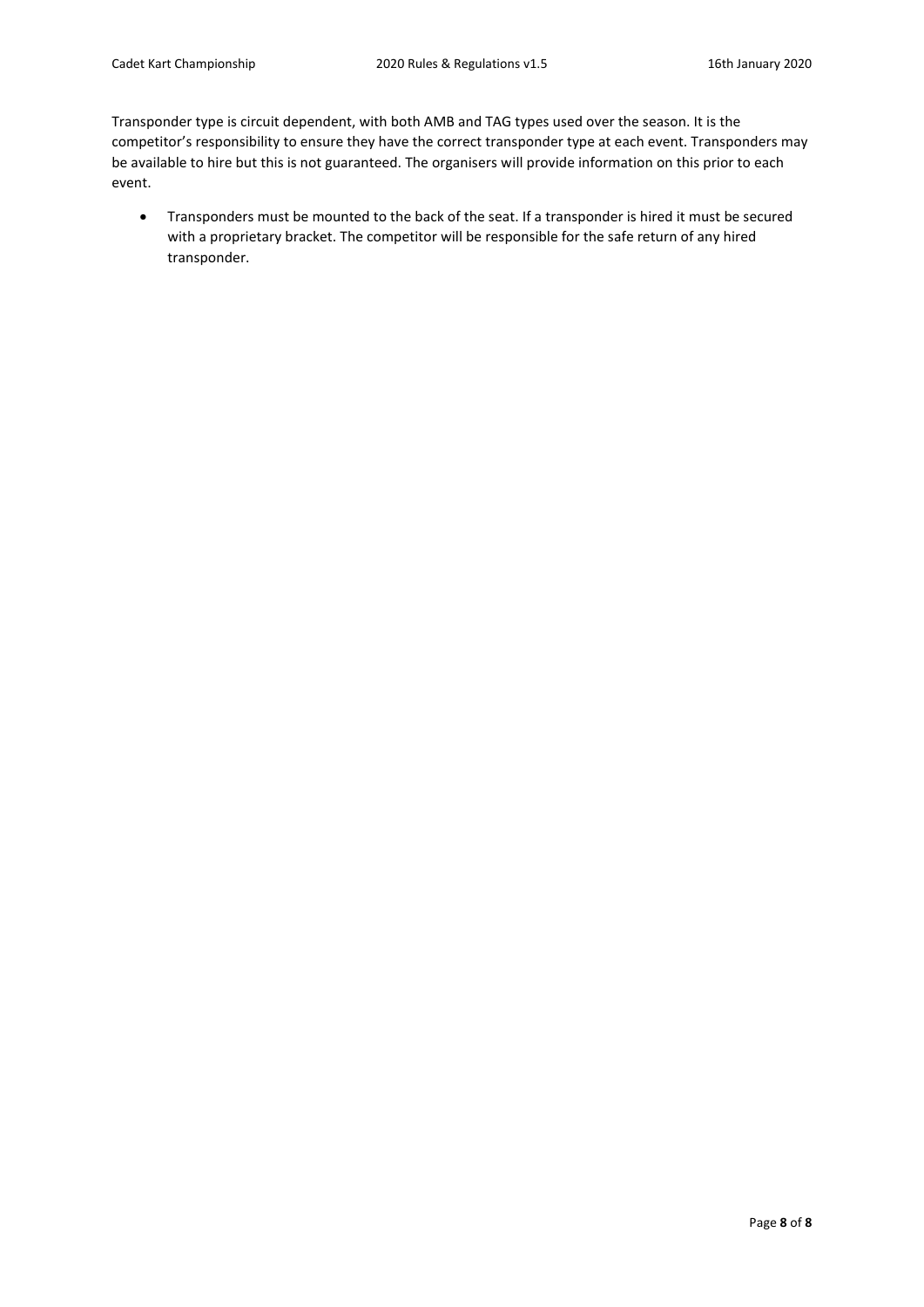Transponder type is circuit dependent, with both AMB and TAG types used over the season. It is the competitor's responsibility to ensure they have the correct transponder type at each event. Transponders may be available to hire but this is not guaranteed. The organisers will provide information on this prior to each event.

- Transponders must be mounted to the back of the seat. If a transponder is hired it must be secured with a proprietary bracket. The competitor will be responsible for the safe return of any hired transponder.